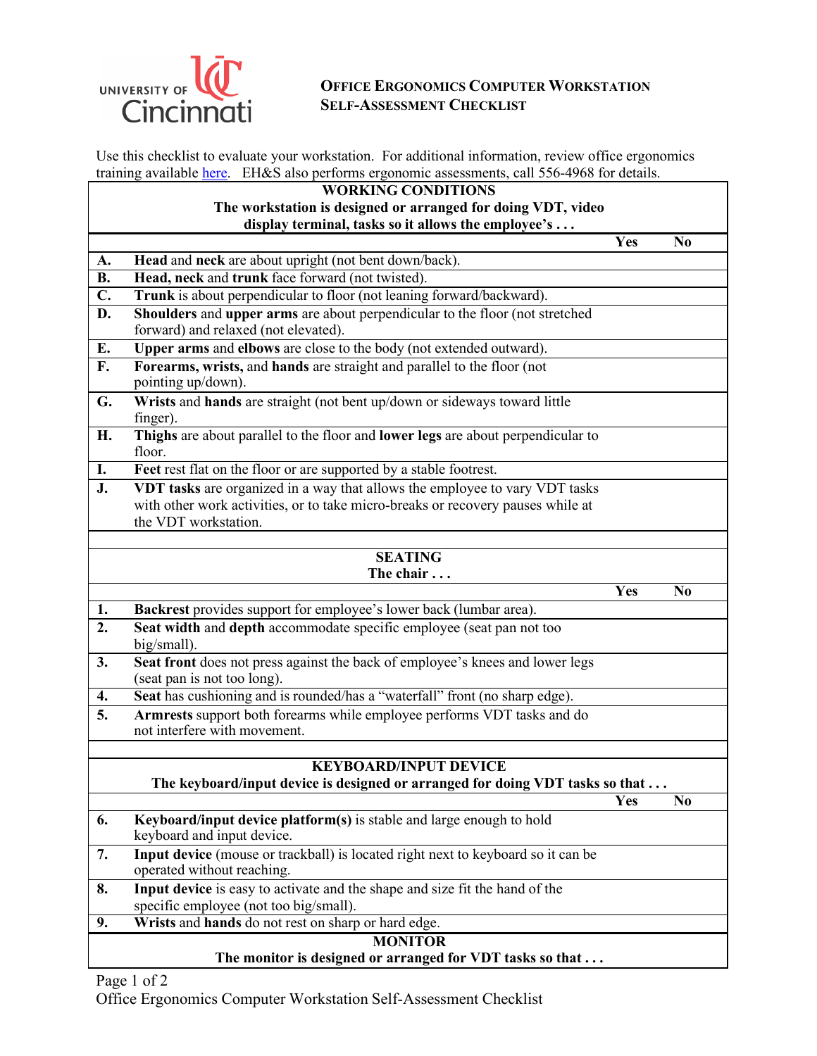# Office Ergonomics Computer Workstation Self-Assessment Checklist

Use this checklist to evaluate your workstation. For additional information, review office ergonomics training available here. EH&S also performs ergonomic assessments, call 556-4968 for details.

| **WORKING CONDITIONS**<br>**The workstation is designed or arranged for doing VDT, video display terminal, tasks so it allows the employee's . . .** | | | |
|---|---|---|---|
| | | **Yes** | **No** |
| **A.** | **Head** and **neck** are about upright (not bent down/back). | | |
| **B.** | **Head, neck** and **trunk** face forward (not twisted). | | |
| **C.** | **Trunk** is about perpendicular to floor (not leaning forward/backward). | | |
| **D.** | **Shoulders** and **upper arms** are about perpendicular to the floor (not stretched forward) and relaxed (not elevated). | | |
| **E.** | **Upper arms** and **elbows** are close to the body (not extended outward). | | |
| **F.** | **Forearms, wrists,** and **hands** are straight and parallel to the floor (not pointing up/down). | | |
| **G.** | **Wrists** and **hands** are straight (not bent up/down or sideways toward little finger). | | |
| **H.** | **Thighs** are about parallel to the floor and **lower legs** are about perpendicular to floor. | | |
| **I.** | **Feet** rest flat on the floor or are supported by a stable footrest. | | |
| **J.** | **VDT tasks** are organized in a way that allows the employee to vary VDT tasks with other work activities, or to take micro-breaks or recovery pauses while at the VDT workstation. | | |

| **SEATING**<br>**The chair . . .** | | | |
|---|---|---|---|
| | | **Yes** | **No** |
| **1.** | **Backrest** provides support for employee's lower back (lumbar area). | | |
| **2.** | **Seat width** and **depth** accommodate specific employee (seat pan not too big/small). | | |
| **3.** | **Seat front** does not press against the back of employee's knees and lower legs (seat pan is not too long). | | |
| **4.** | **Seat** has cushioning and is rounded/has a "waterfall" front (no sharp edge). | | |
| **5.** | **Armrests** support both forearms while employee performs VDT tasks and do not interfere with movement. | | |

| **KEYBOARD/INPUT DEVICE**<br>**The keyboard/input device is designed or arranged for doing VDT tasks so that . . .** | | | |
|---|---|---|---|
| | | **Yes** | **No** |
| **6.** | **Keyboard/input device platform(s)** is stable and large enough to hold keyboard and input device. | | |
| **7.** | **Input device** (mouse or trackball) is located right next to keyboard so it can be operated without reaching. | | |
| **8.** | **Input device** is easy to activate and the shape and size fit the hand of the specific employee (not too big/small). | | |
| **9.** | **Wrists** and **hands** do not rest on sharp or hard edge. | | |

**MONITOR**
**The monitor is designed or arranged for VDT tasks so that . . .**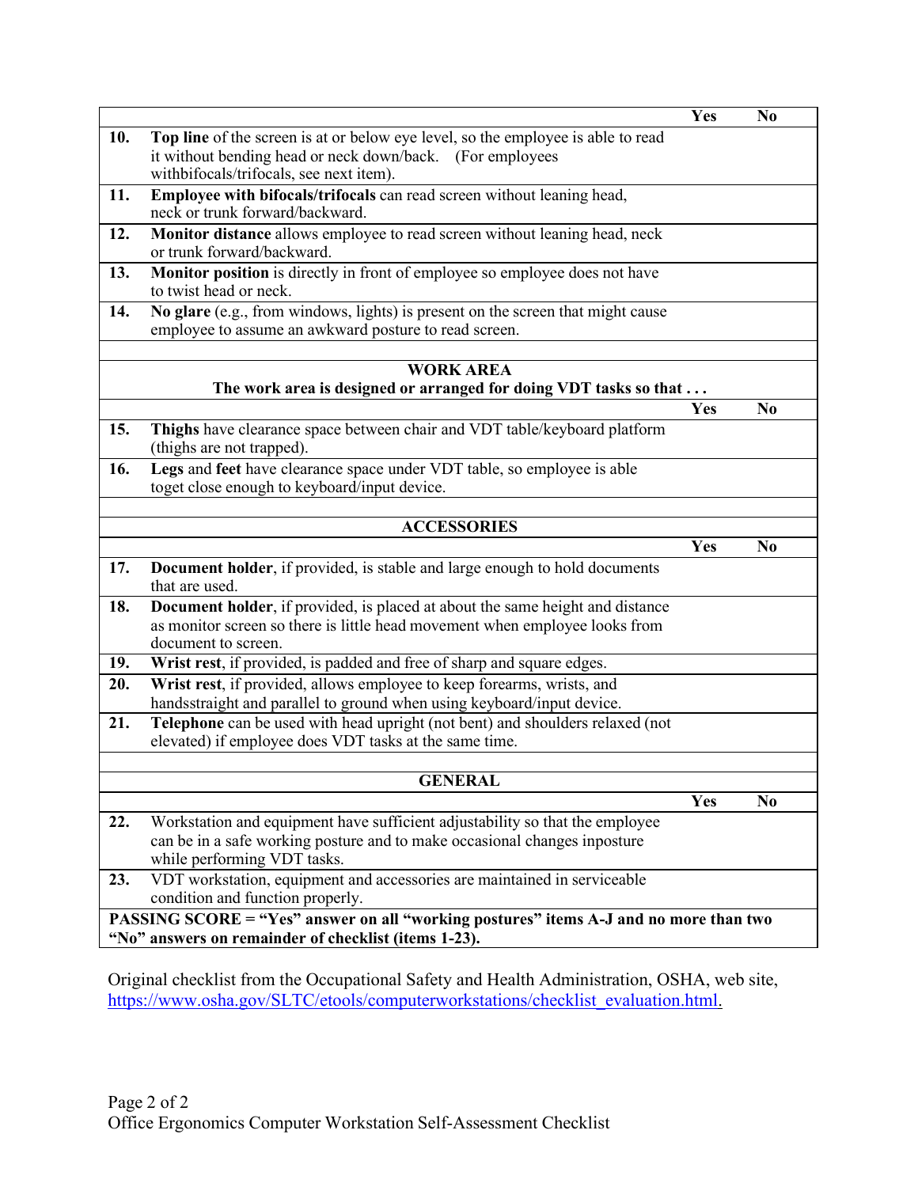| | | Yes | No |
|---|---|---|---|
| **10.** | **Top line** of the screen is at or below eye level, so the employee is able to read it without bending head or neck down/back. (For employees withbifocals/trifocals, see next item). | | |
| **11.** | **Employee with bifocals/trifocals** can read screen without leaning head, neck or trunk forward/backward. | | |
| **12.** | **Monitor distance** allows employee to read screen without leaning head, neck or trunk forward/backward. | | |
| **13.** | **Monitor position** is directly in front of employee so employee does not have to twist head or neck. | | |
| **14.** | **No glare** (e.g., from windows, lights) is present on the screen that might cause employee to assume an awkward posture to read screen. | | |
| | | | |
| | **WORK AREA** The work area is designed or arranged for doing VDT tasks so that . . . | | |
| | | **Yes** | **No** |
| **15.** | **Thighs** have clearance space between chair and VDT table/keyboard platform (thighs are not trapped). | | |
| **16.** | **Legs** and **feet** have clearance space under VDT table, so employee is able toget close enough to keyboard/input device. | | |
| | | | |
| | **ACCESSORIES** | | |
| | | **Yes** | **No** |
| **17.** | **Document holder**, if provided, is stable and large enough to hold documents that are used. | | |
| **18.** | **Document holder**, if provided, is placed at about the same height and distance as monitor screen so there is little head movement when employee looks from document to screen. | | |
| **19.** | **Wrist rest**, if provided, is padded and free of sharp and square edges. | | |
| **20.** | **Wrist rest**, if provided, allows employee to keep forearms, wrists, and handsstraight and parallel to ground when using keyboard/input device. | | |
| **21.** | **Telephone** can be used with head upright (not bent) and shoulders relaxed (not elevated) if employee does VDT tasks at the same time. | | |
| | | | |
| | **GENERAL** | | |
| | | **Yes** | **No** |
| **22.** | Workstation and equipment have sufficient adjustability so that the employee can be in a safe working posture and to make occasional changes inposture while performing VDT tasks. | | |
| **23.** | VDT workstation, equipment and accessories are maintained in serviceable condition and function properly. | | |
| **PASSING SCORE = "Yes" answer on all "working postures" items A-J and no more than two "No" answers on remainder of checklist (items 1-23).** | | | |

Original checklist from the Occupational Safety and Health Administration, OSHA, web site, https://www.osha.gov/SLTC/etools/computerworkstations/checklist_evaluation.html.